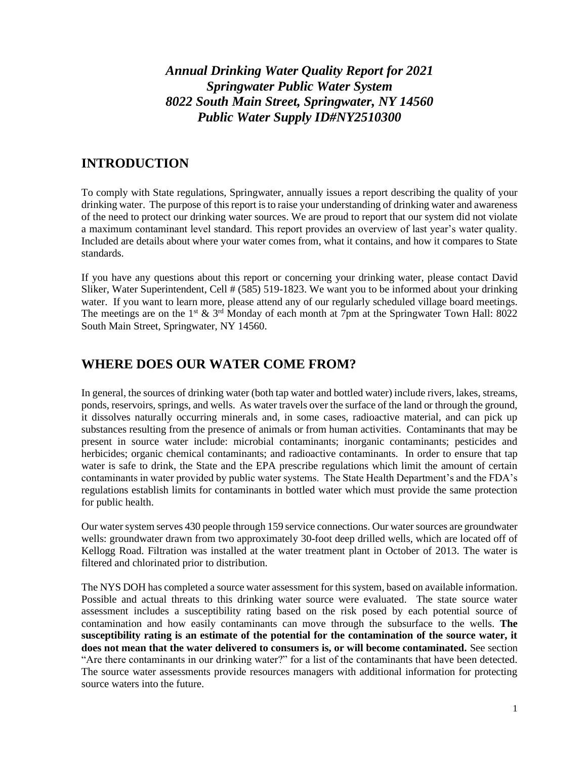***Annual Drinking Water Quality Report for 2021***
***Springwater Public Water System***
***8022 South Main Street, Springwater, NY 14560***
***Public Water Supply ID#NY2510300***

## INTRODUCTION

To comply with State regulations, Springwater, annually issues a report describing the quality of your drinking water. The purpose of this report is to raise your understanding of drinking water and awareness of the need to protect our drinking water sources. We are proud to report that our system did not violate a maximum contaminant level standard. This report provides an overview of last year's water quality. Included are details about where your water comes from, what it contains, and how it compares to State standards.

If you have any questions about this report or concerning your drinking water, please contact David Sliker, Water Superintendent, Cell # (585) 519-1823. We want you to be informed about your drinking water. If you want to learn more, please attend any of our regularly scheduled village board meetings. The meetings are on the 1st & 3rd Monday of each month at 7pm at the Springwater Town Hall: 8022 South Main Street, Springwater, NY 14560.

## WHERE DOES OUR WATER COME FROM?

In general, the sources of drinking water (both tap water and bottled water) include rivers, lakes, streams, ponds, reservoirs, springs, and wells. As water travels over the surface of the land or through the ground, it dissolves naturally occurring minerals and, in some cases, radioactive material, and can pick up substances resulting from the presence of animals or from human activities. Contaminants that may be present in source water include: microbial contaminants; inorganic contaminants; pesticides and herbicides; organic chemical contaminants; and radioactive contaminants. In order to ensure that tap water is safe to drink, the State and the EPA prescribe regulations which limit the amount of certain contaminants in water provided by public water systems. The State Health Department's and the FDA's regulations establish limits for contaminants in bottled water which must provide the same protection for public health.

Our water system serves 430 people through 159 service connections. Our water sources are groundwater wells: groundwater drawn from two approximately 30-foot deep drilled wells, which are located off of Kellogg Road. Filtration was installed at the water treatment plant in October of 2013. The water is filtered and chlorinated prior to distribution.

The NYS DOH has completed a source water assessment for this system, based on available information. Possible and actual threats to this drinking water source were evaluated. The state source water assessment includes a susceptibility rating based on the risk posed by each potential source of contamination and how easily contaminants can move through the subsurface to the wells. **The susceptibility rating is an estimate of the potential for the contamination of the source water, it does not mean that the water delivered to consumers is, or will become contaminated.** See section "Are there contaminants in our drinking water?" for a list of the contaminants that have been detected. The source water assessments provide resources managers with additional information for protecting source waters into the future.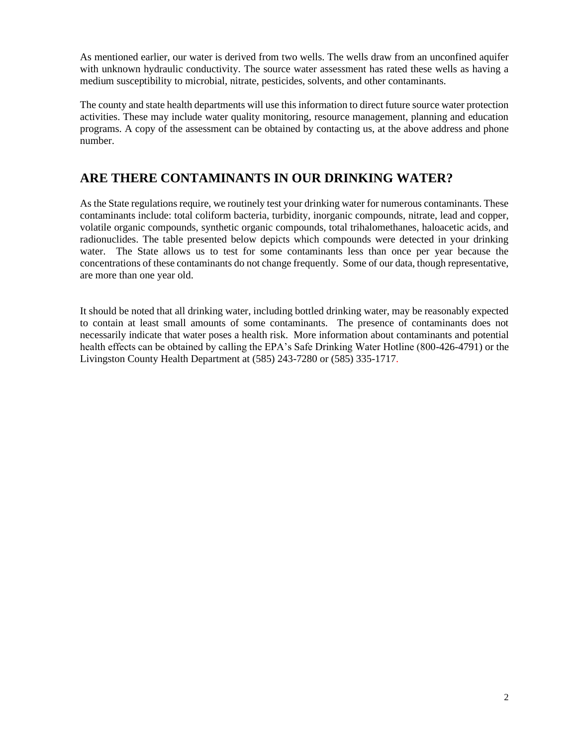As mentioned earlier, our water is derived from two wells. The wells draw from an unconfined aquifer with unknown hydraulic conductivity. The source water assessment has rated these wells as having a medium susceptibility to microbial, nitrate, pesticides, solvents, and other contaminants.

The county and state health departments will use this information to direct future source water protection activities. These may include water quality monitoring, resource management, planning and education programs. A copy of the assessment can be obtained by contacting us, at the above address and phone number.

## ARE THERE CONTAMINANTS IN OUR DRINKING WATER?

As the State regulations require, we routinely test your drinking water for numerous contaminants. These contaminants include: total coliform bacteria, turbidity, inorganic compounds, nitrate, lead and copper, volatile organic compounds, synthetic organic compounds, total trihalomethanes, haloacetic acids, and radionuclides. The table presented below depicts which compounds were detected in your drinking water. The State allows us to test for some contaminants less than once per year because the concentrations of these contaminants do not change frequently. Some of our data, though representative, are more than one year old.

It should be noted that all drinking water, including bottled drinking water, may be reasonably expected to contain at least small amounts of some contaminants. The presence of contaminants does not necessarily indicate that water poses a health risk. More information about contaminants and potential health effects can be obtained by calling the EPA's Safe Drinking Water Hotline (800-426-4791) or the Livingston County Health Department at (585) 243-7280 or (585) 335-1717.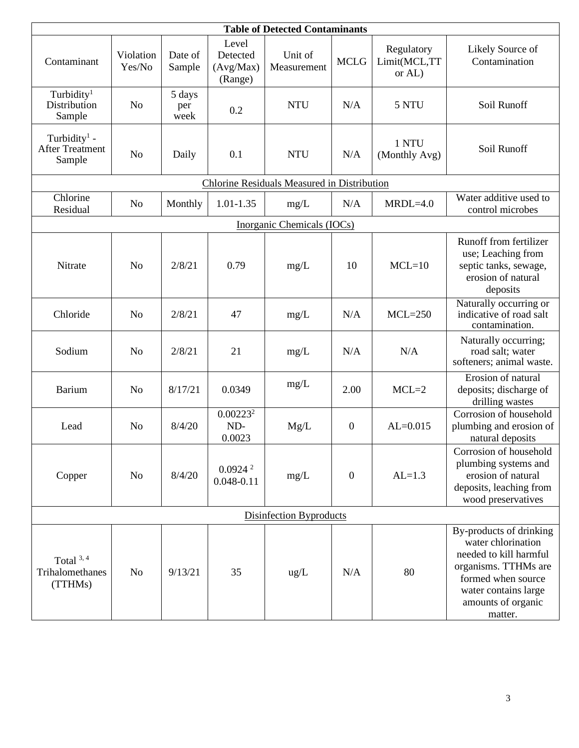| Table of Detected Contaminants | | | | | | | |
|---|---|---|---|---|---|---|---|
| Contaminant | Violation Yes/No | Date of Sample | Level Detected (Avg/Max) (Range) | Unit of Measurement | MCLG | Regulatory Limit(MCL,TT or AL) | Likely Source of Contamination |
| Turbidity[1] Distribution Sample | No | 5 days per week | 0.2 | NTU | N/A | 5 NTU | Soil Runoff |
| Turbidity[1] - After Treatment Sample | No | Daily | 0.1 | NTU | N/A | 1 NTU (Monthly Avg) | Soil Runoff |
| Chlorine Residuals Measured in Distribution | | | | | | | |
| Chlorine Residual | No | Monthly | 1.01-1.35 | mg/L | N/A | MRDL=4.0 | Water additive used to control microbes |
| Inorganic Chemicals (IOCs) | | | | | | | |
| Nitrate | No | 2/8/21 | 0.79 | mg/L | 10 | MCL=10 | Runoff from fertilizer use; Leaching from septic tanks, sewage, erosion of natural deposits |
| Chloride | No | 2/8/21 | 47 | mg/L | N/A | MCL=250 | Naturally occurring or indicative of road salt contamination. |
| Sodium | No | 2/8/21 | 21 | mg/L | N/A | N/A | Naturally occurring; road salt; water softeners; animal waste. |
| Barium | No | 8/17/21 | 0.0349 | mg/L | 2.00 | MCL=2 | Erosion of natural deposits; discharge of drilling wastes |
| Lead | No | 8/4/20 | 0.00223[2] ND-0.0023 | Mg/L | 0 | AL=0.015 | Corrosion of household plumbing and erosion of natural deposits |
| Copper | No | 8/4/20 | 0.0924[2] 0.048-0.11 | mg/L | 0 | AL=1.3 | Corrosion of household plumbing systems and erosion of natural deposits, leaching from wood preservatives |
| Disinfection Byproducts | | | | | | | |
| Total[3, 4] Trihalomethanes (TTHMs) | No | 9/13/21 | 35 | ug/L | N/A | 80 | By-products of drinking water chlorination needed to kill harmful organisms. TTHMs are formed when source water contains large amounts of organic matter. |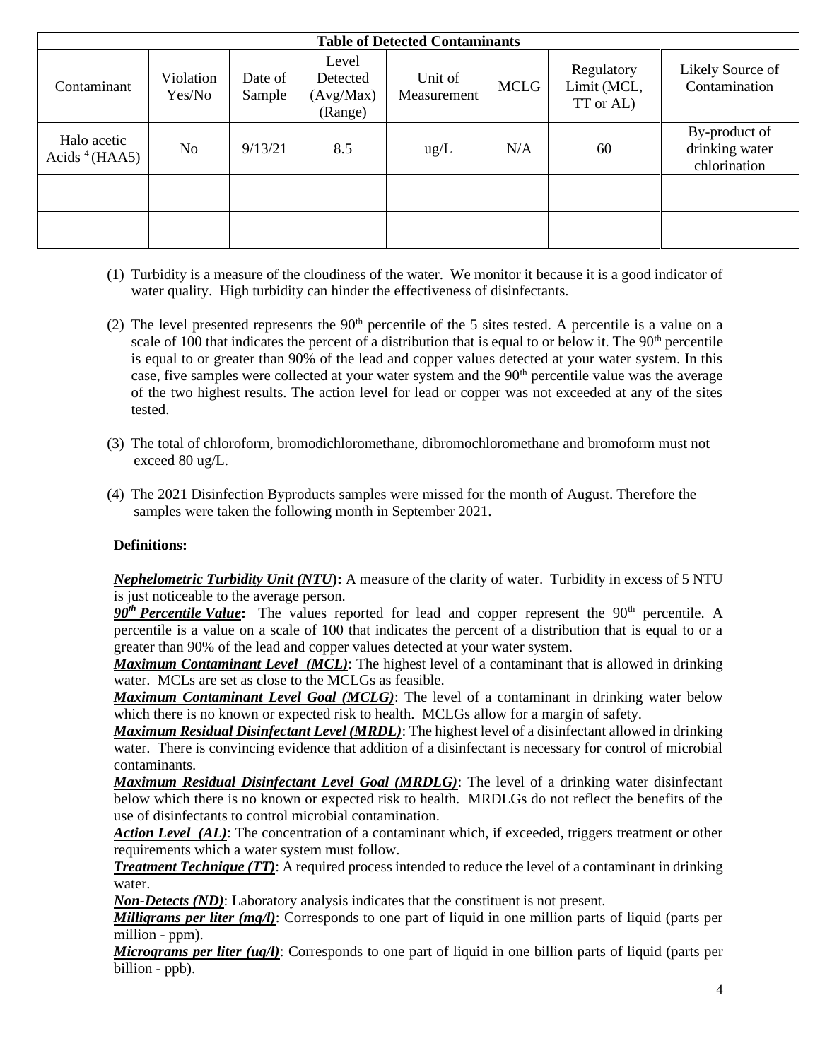| Table of Detected Contaminants | | | | | | | |
|---|---|---|---|---|---|---|---|
| Contaminant | Violation Yes/No | Date of Sample | Level Detected (Avg/Max) (Range) | Unit of Measurement | MCLG | Regulatory Limit (MCL, TT or AL) | Likely Source of Contamination |
| Halo acetic Acids [4] (HAA5) | No | 9/13/21 | 8.5 | ug/L | N/A | 60 | By-product of drinking water chlorination |
| | | | | | | | |
| | | | | | | | |
| | | | | | | | |
| | | | | | | | |

(1) Turbidity is a measure of the cloudiness of the water. We monitor it because it is a good indicator of water quality. High turbidity can hinder the effectiveness of disinfectants.

(2) The level presented represents the 90th percentile of the 5 sites tested. A percentile is a value on a scale of 100 that indicates the percent of a distribution that is equal to or below it. The 90th percentile is equal to or greater than 90% of the lead and copper values detected at your water system. In this case, five samples were collected at your water system and the 90th percentile value was the average of the two highest results. The action level for lead or copper was not exceeded at any of the sites tested.

(3) The total of chloroform, bromodichloromethane, dibromochloromethane and bromoform must not exceed 80 ug/L.

(4) The 2021 Disinfection Byproducts samples were missed for the month of August. Therefore the samples were taken the following month in September 2021.

**Definitions:**

***Nephelometric Turbidity Unit (NTU)*****:** A measure of the clarity of water. Turbidity in excess of 5 NTU is just noticeable to the average person.

***90th Percentile Value*****:** The values reported for lead and copper represent the 90th percentile. A percentile is a value on a scale of 100 that indicates the percent of a distribution that is equal to or a greater than 90% of the lead and copper values detected at your water system.

***Maximum Contaminant Level (MCL)***: The highest level of a contaminant that is allowed in drinking water. MCLs are set as close to the MCLGs as feasible.

***Maximum Contaminant Level Goal (MCLG)***: The level of a contaminant in drinking water below which there is no known or expected risk to health. MCLGs allow for a margin of safety.

***Maximum Residual Disinfectant Level (MRDL)***: The highest level of a disinfectant allowed in drinking water. There is convincing evidence that addition of a disinfectant is necessary for control of microbial contaminants.

***Maximum Residual Disinfectant Level Goal (MRDLG)***: The level of a drinking water disinfectant below which there is no known or expected risk to health. MRDLGs do not reflect the benefits of the use of disinfectants to control microbial contamination.

***Action Level (AL)***: The concentration of a contaminant which, if exceeded, triggers treatment or other requirements which a water system must follow.

***Treatment Technique (TT)***: A required process intended to reduce the level of a contaminant in drinking water.

***Non-Detects (ND)***: Laboratory analysis indicates that the constituent is not present.

***Milligrams per liter (mg/l)***: Corresponds to one part of liquid in one million parts of liquid (parts per million - ppm).

***Micrograms per liter (ug/l)***: Corresponds to one part of liquid in one billion parts of liquid (parts per billion - ppb).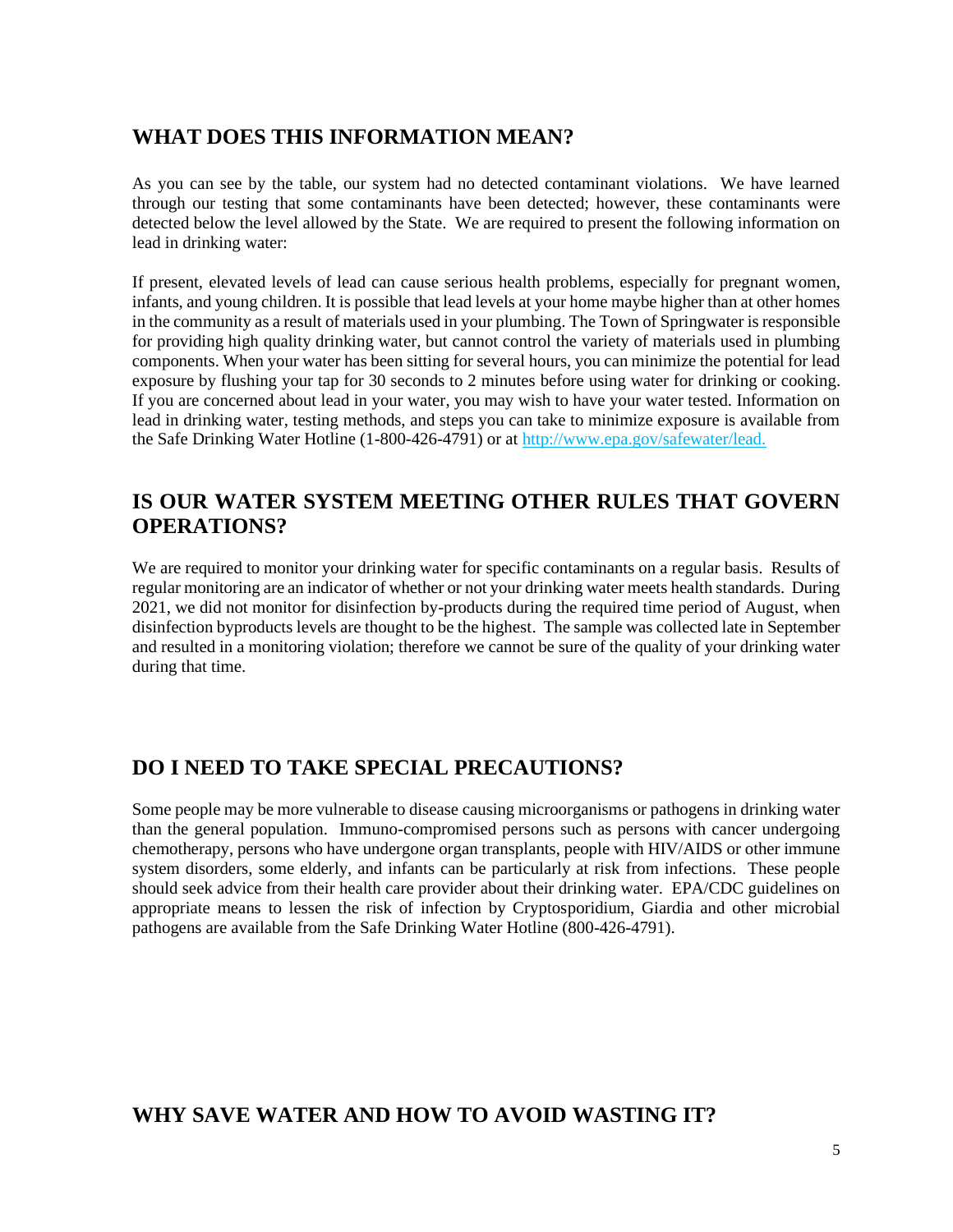## WHAT DOES THIS INFORMATION MEAN?

As you can see by the table, our system had no detected contaminant violations. We have learned through our testing that some contaminants have been detected; however, these contaminants were detected below the level allowed by the State. We are required to present the following information on lead in drinking water:

If present, elevated levels of lead can cause serious health problems, especially for pregnant women, infants, and young children. It is possible that lead levels at your home maybe higher than at other homes in the community as a result of materials used in your plumbing. The Town of Springwater is responsible for providing high quality drinking water, but cannot control the variety of materials used in plumbing components. When your water has been sitting for several hours, you can minimize the potential for lead exposure by flushing your tap for 30 seconds to 2 minutes before using water for drinking or cooking. If you are concerned about lead in your water, you may wish to have your water tested. Information on lead in drinking water, testing methods, and steps you can take to minimize exposure is available from the Safe Drinking Water Hotline (1-800-426-4791) or at http://www.epa.gov/safewater/lead.

## IS OUR WATER SYSTEM MEETING OTHER RULES THAT GOVERN OPERATIONS?

We are required to monitor your drinking water for specific contaminants on a regular basis. Results of regular monitoring are an indicator of whether or not your drinking water meets health standards. During 2021, we did not monitor for disinfection by-products during the required time period of August, when disinfection byproducts levels are thought to be the highest. The sample was collected late in September and resulted in a monitoring violation; therefore we cannot be sure of the quality of your drinking water during that time.

## DO I NEED TO TAKE SPECIAL PRECAUTIONS?

Some people may be more vulnerable to disease causing microorganisms or pathogens in drinking water than the general population. Immuno-compromised persons such as persons with cancer undergoing chemotherapy, persons who have undergone organ transplants, people with HIV/AIDS or other immune system disorders, some elderly, and infants can be particularly at risk from infections. These people should seek advice from their health care provider about their drinking water. EPA/CDC guidelines on appropriate means to lessen the risk of infection by Cryptosporidium, Giardia and other microbial pathogens are available from the Safe Drinking Water Hotline (800-426-4791).

## WHY SAVE WATER AND HOW TO AVOID WASTING IT?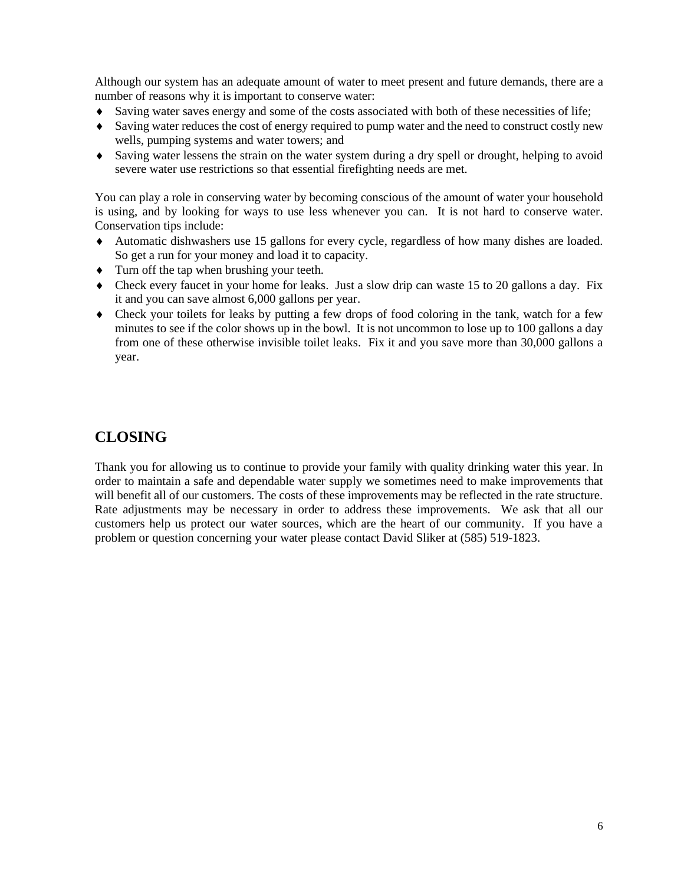Although our system has an adequate amount of water to meet present and future demands, there are a number of reasons why it is important to conserve water:

- Saving water saves energy and some of the costs associated with both of these necessities of life;
- Saving water reduces the cost of energy required to pump water and the need to construct costly new wells, pumping systems and water towers; and
- Saving water lessens the strain on the water system during a dry spell or drought, helping to avoid severe water use restrictions so that essential firefighting needs are met.

You can play a role in conserving water by becoming conscious of the amount of water your household is using, and by looking for ways to use less whenever you can. It is not hard to conserve water. Conservation tips include:

- Automatic dishwashers use 15 gallons for every cycle, regardless of how many dishes are loaded. So get a run for your money and load it to capacity.
- Turn off the tap when brushing your teeth.
- Check every faucet in your home for leaks. Just a slow drip can waste 15 to 20 gallons a day. Fix it and you can save almost 6,000 gallons per year.
- Check your toilets for leaks by putting a few drops of food coloring in the tank, watch for a few minutes to see if the color shows up in the bowl. It is not uncommon to lose up to 100 gallons a day from one of these otherwise invisible toilet leaks. Fix it and you save more than 30,000 gallons a year.

## CLOSING

Thank you for allowing us to continue to provide your family with quality drinking water this year. In order to maintain a safe and dependable water supply we sometimes need to make improvements that will benefit all of our customers. The costs of these improvements may be reflected in the rate structure. Rate adjustments may be necessary in order to address these improvements. We ask that all our customers help us protect our water sources, which are the heart of our community. If you have a problem or question concerning your water please contact David Sliker at (585) 519-1823.